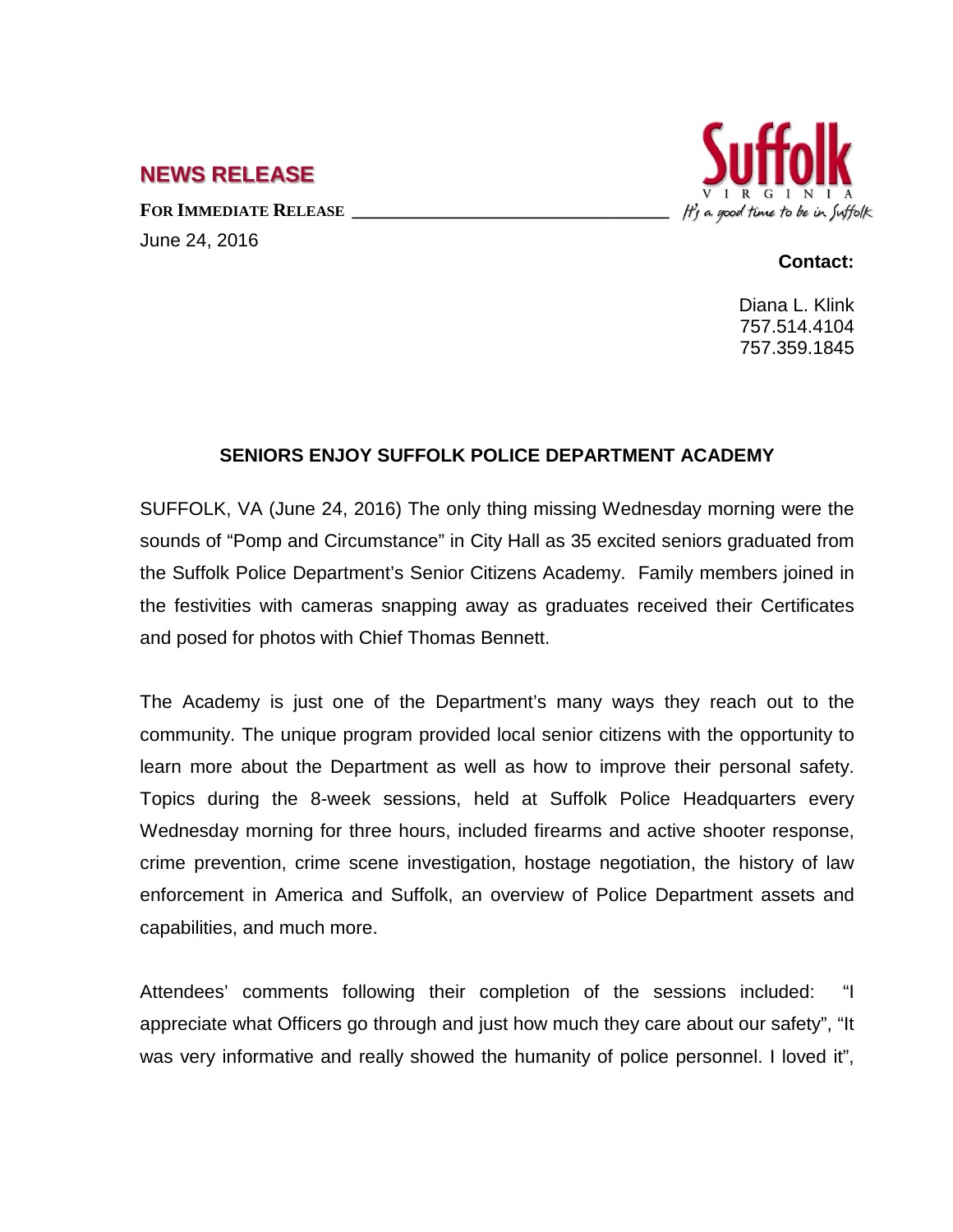# NEWS RELEASE

**FOR IMMEDIATE RELEASE**

June 24, 2016

Suffolk VIRGINIA *It's a good time to be in Suffolk*

**Contact:**

Diana L. Klink
757.514.4104
757.359.1845

## SENIORS ENJOY SUFFOLK POLICE DEPARTMENT ACADEMY

SUFFOLK, VA (June 24, 2016) The only thing missing Wednesday morning were the sounds of "Pomp and Circumstance" in City Hall as 35 excited seniors graduated from the Suffolk Police Department's Senior Citizens Academy. Family members joined in the festivities with cameras snapping away as graduates received their Certificates and posed for photos with Chief Thomas Bennett.

The Academy is just one of the Department's many ways they reach out to the community. The unique program provided local senior citizens with the opportunity to learn more about the Department as well as how to improve their personal safety. Topics during the 8-week sessions, held at Suffolk Police Headquarters every Wednesday morning for three hours, included firearms and active shooter response, crime prevention, crime scene investigation, hostage negotiation, the history of law enforcement in America and Suffolk, an overview of Police Department assets and capabilities, and much more.

Attendees' comments following their completion of the sessions included: "I appreciate what Officers go through and just how much they care about our safety", "It was very informative and really showed the humanity of police personnel. I loved it",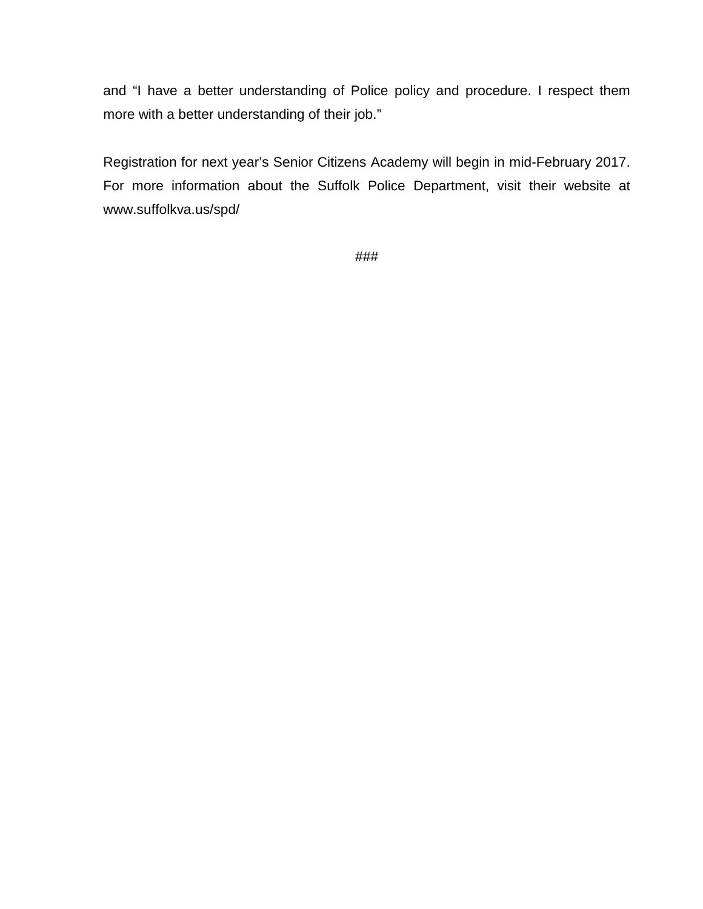and “I have a better understanding of Police policy and procedure. I respect them more with a better understanding of their job.”

Registration for next year’s Senior Citizens Academy will begin in mid-February 2017. For more information about the Suffolk Police Department, visit their website at www.suffolkva.us/spd/

###